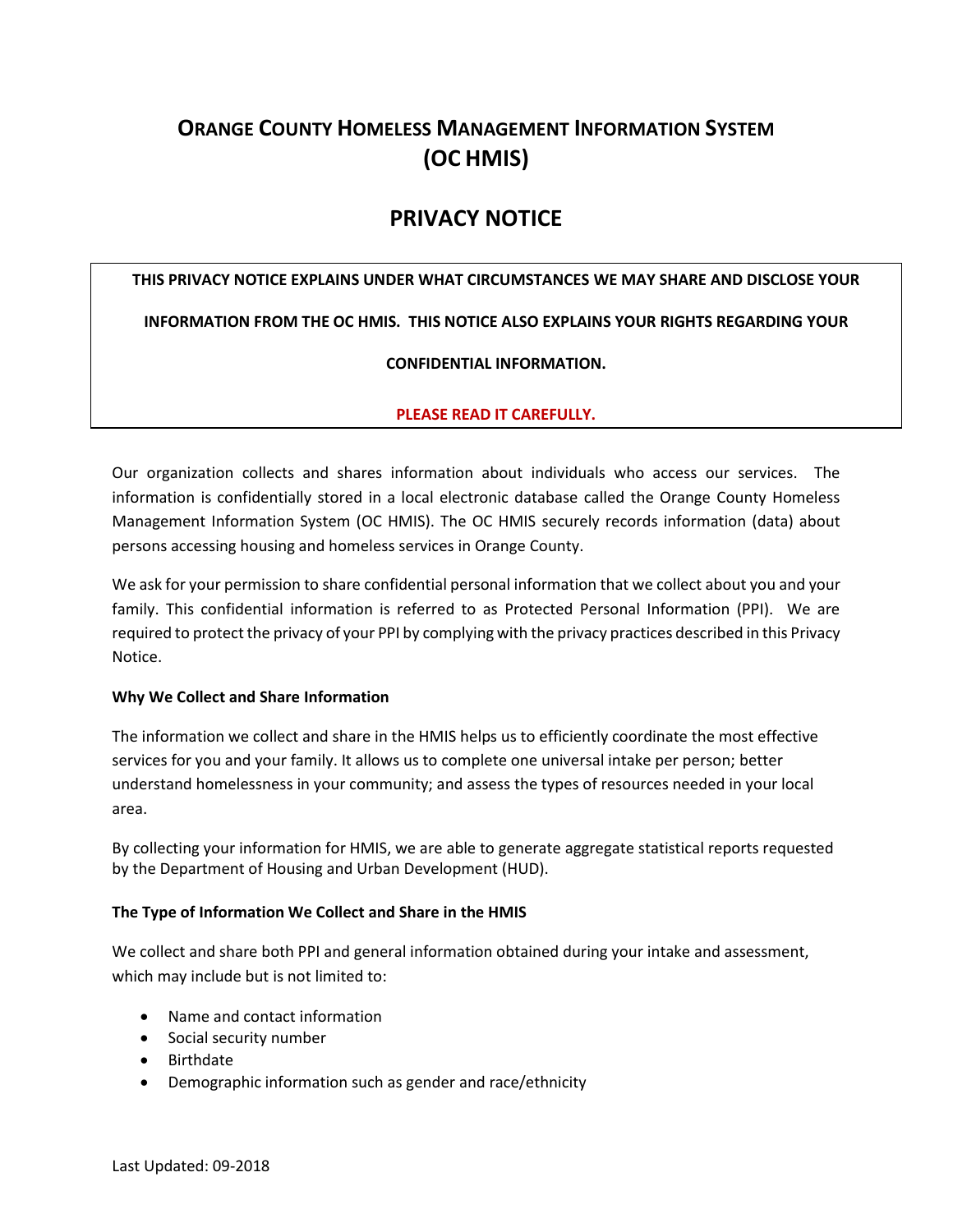# ORANGE COUNTY HOMELESS MANAGEMENT INFORMATION SYSTEM (OC HMIS)

## PRIVACY NOTICE

**THIS PRIVACY NOTICE EXPLAINS UNDER WHAT CIRCUMSTANCES WE MAY SHARE AND DISCLOSE YOUR INFORMATION FROM THE OC HMIS. THIS NOTICE ALSO EXPLAINS YOUR RIGHTS REGARDING YOUR CONFIDENTIAL INFORMATION.**

**PLEASE READ IT CAREFULLY.**

Our organization collects and shares information about individuals who access our services. The information is confidentially stored in a local electronic database called the Orange County Homeless Management Information System (OC HMIS). The OC HMIS securely records information (data) about persons accessing housing and homeless services in Orange County.

We ask for your permission to share confidential personal information that we collect about you and your family. This confidential information is referred to as Protected Personal Information (PPI). We are required to protect the privacy of your PPI by complying with the privacy practices described in this Privacy Notice.

**Why We Collect and Share Information**

The information we collect and share in the HMIS helps us to efficiently coordinate the most effective services for you and your family. It allows us to complete one universal intake per person; better understand homelessness in your community; and assess the types of resources needed in your local area.

By collecting your information for HMIS, we are able to generate aggregate statistical reports requested by the Department of Housing and Urban Development (HUD).

**The Type of Information We Collect and Share in the HMIS**

We collect and share both PPI and general information obtained during your intake and assessment, which may include but is not limited to:

- Name and contact information
- Social security number
- Birthdate
- Demographic information such as gender and race/ethnicity

Last Updated: 09-2018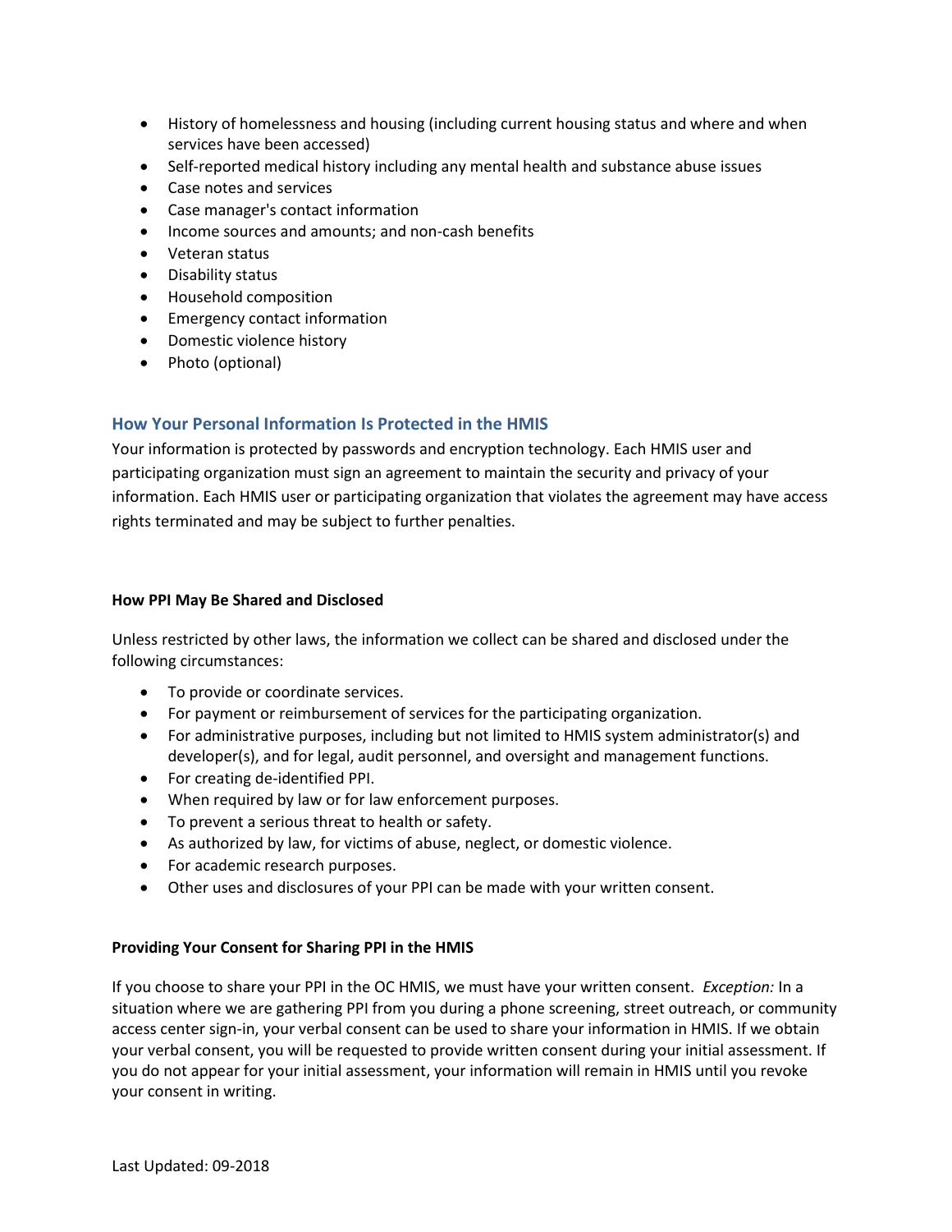- History of homelessness and housing (including current housing status and where and when services have been accessed)
- Self-reported medical history including any mental health and substance abuse issues
- Case notes and services
- Case manager's contact information
- Income sources and amounts; and non-cash benefits
- Veteran status
- Disability status
- Household composition
- Emergency contact information
- Domestic violence history
- Photo (optional)

## How Your Personal Information Is Protected in the HMIS

Your information is protected by passwords and encryption technology. Each HMIS user and participating organization must sign an agreement to maintain the security and privacy of your information. Each HMIS user or participating organization that violates the agreement may have access rights terminated and may be subject to further penalties.

**How PPI May Be Shared and Disclosed**

Unless restricted by other laws, the information we collect can be shared and disclosed under the following circumstances:

- To provide or coordinate services.
- For payment or reimbursement of services for the participating organization.
- For administrative purposes, including but not limited to HMIS system administrator(s) and developer(s), and for legal, audit personnel, and oversight and management functions.
- For creating de-identified PPI.
- When required by law or for law enforcement purposes.
- To prevent a serious threat to health or safety.
- As authorized by law, for victims of abuse, neglect, or domestic violence.
- For academic research purposes.
- Other uses and disclosures of your PPI can be made with your written consent.

**Providing Your Consent for Sharing PPI in the HMIS**

If you choose to share your PPI in the OC HMIS, we must have your written consent. *Exception:* In a situation where we are gathering PPI from you during a phone screening, street outreach, or community access center sign-in, your verbal consent can be used to share your information in HMIS. If we obtain your verbal consent, you will be requested to provide written consent during your initial assessment. If you do not appear for your initial assessment, your information will remain in HMIS until you revoke your consent in writing.

Last Updated: 09-2018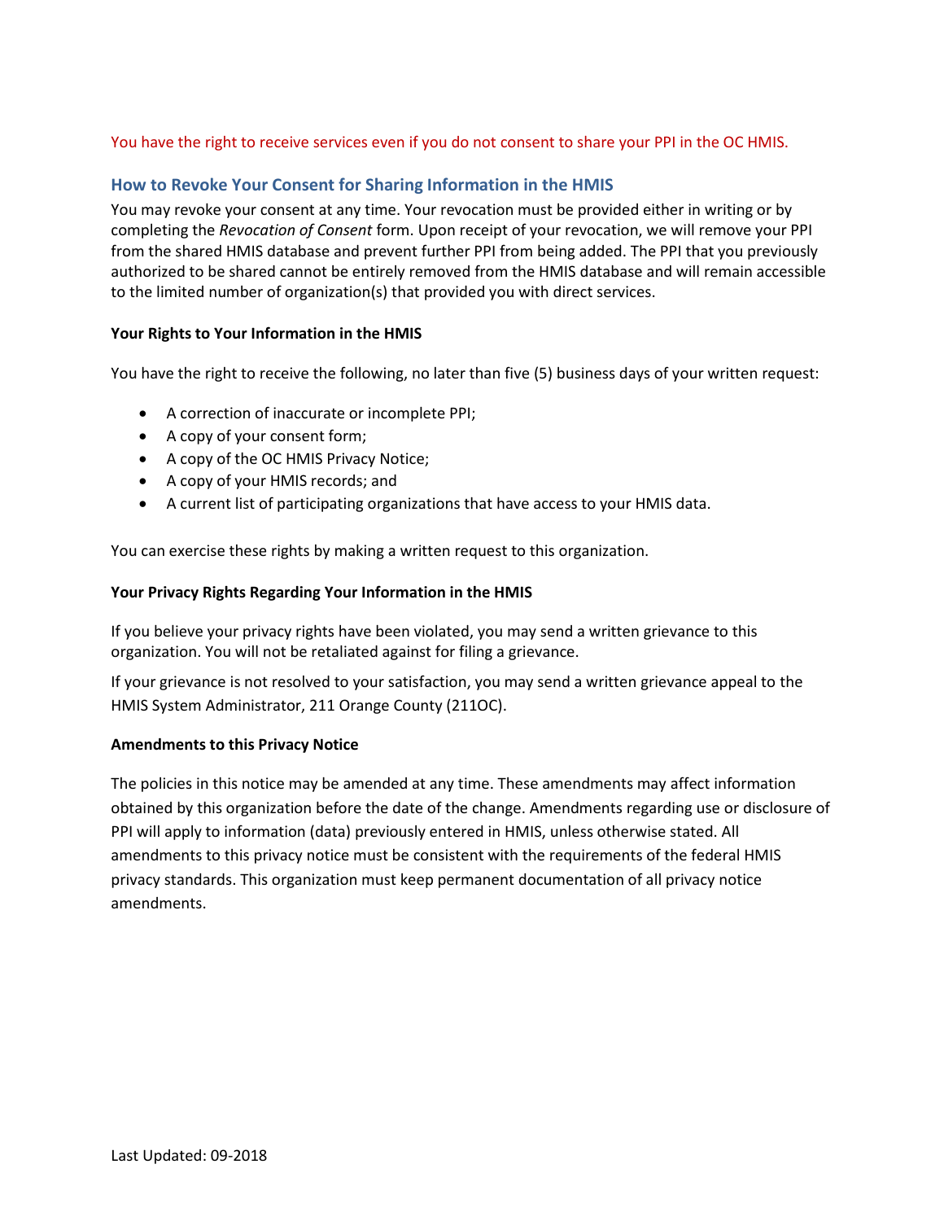You have the right to receive services even if you do not consent to share your PPI in the OC HMIS.

## How to Revoke Your Consent for Sharing Information in the HMIS

You may revoke your consent at any time. Your revocation must be provided either in writing or by completing the *Revocation of Consent* form. Upon receipt of your revocation, we will remove your PPI from the shared HMIS database and prevent further PPI from being added. The PPI that you previously authorized to be shared cannot be entirely removed from the HMIS database and will remain accessible to the limited number of organization(s) that provided you with direct services.

**Your Rights to Your Information in the HMIS**

You have the right to receive the following, no later than five (5) business days of your written request:

- A correction of inaccurate or incomplete PPI;
- A copy of your consent form;
- A copy of the OC HMIS Privacy Notice;
- A copy of your HMIS records; and
- A current list of participating organizations that have access to your HMIS data.

You can exercise these rights by making a written request to this organization.

**Your Privacy Rights Regarding Your Information in the HMIS**

If you believe your privacy rights have been violated, you may send a written grievance to this organization. You will not be retaliated against for filing a grievance.

If your grievance is not resolved to your satisfaction, you may send a written grievance appeal to the HMIS System Administrator, 211 Orange County (211OC).

**Amendments to this Privacy Notice**

The policies in this notice may be amended at any time. These amendments may affect information obtained by this organization before the date of the change. Amendments regarding use or disclosure of PPI will apply to information (data) previously entered in HMIS, unless otherwise stated. All amendments to this privacy notice must be consistent with the requirements of the federal HMIS privacy standards. This organization must keep permanent documentation of all privacy notice amendments.

Last Updated: 09-2018